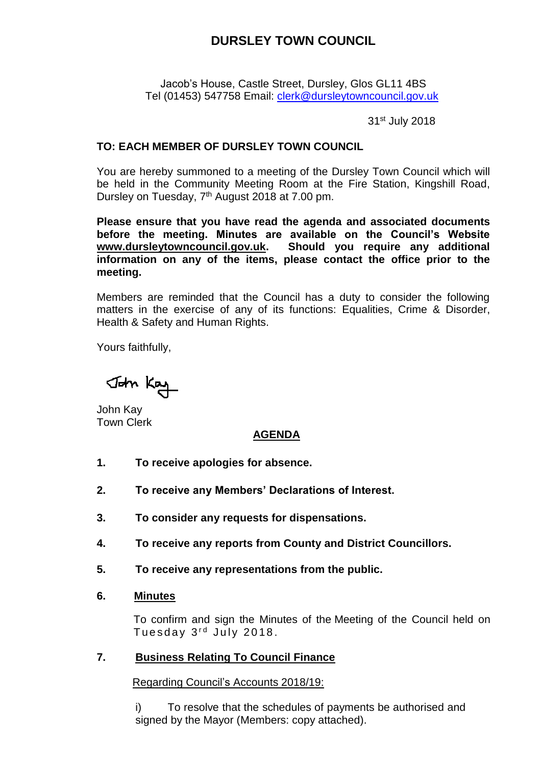# DURSLEY TOWN COUNCIL

Jacob's House, Castle Street, Dursley, Glos GL11 4BS
Tel (01453) 547758 Email: clerk@dursleytowncouncil.gov.uk

31st July 2018

**TO: EACH MEMBER OF DURSLEY TOWN COUNCIL**

You are hereby summoned to a meeting of the Dursley Town Council which will be held in the Community Meeting Room at the Fire Station, Kingshill Road, Dursley on Tuesday, 7th August 2018 at 7.00 pm.

**Please ensure that you have read the agenda and associated documents before the meeting. Minutes are available on the Council's Website www.dursleytowncouncil.gov.uk. Should you require any additional information on any of the items, please contact the office prior to the meeting.**

Members are reminded that the Council has a duty to consider the following matters in the exercise of any of its functions: Equalities, Crime & Disorder, Health & Safety and Human Rights.

Yours faithfully,

John Kay
Town Clerk

## AGENDA

**1. To receive apologies for absence.**

**2. To receive any Members' Declarations of Interest.**

**3. To consider any requests for dispensations.**

**4. To receive any reports from County and District Councillors.**

**5. To receive any representations from the public.**

**6. Minutes**

To confirm and sign the Minutes of the Meeting of the Council held on Tuesday 3rd July 2018.

**7. Business Relating To Council Finance**

Regarding Council's Accounts 2018/19:

i) To resolve that the schedules of payments be authorised and signed by the Mayor (Members: copy attached).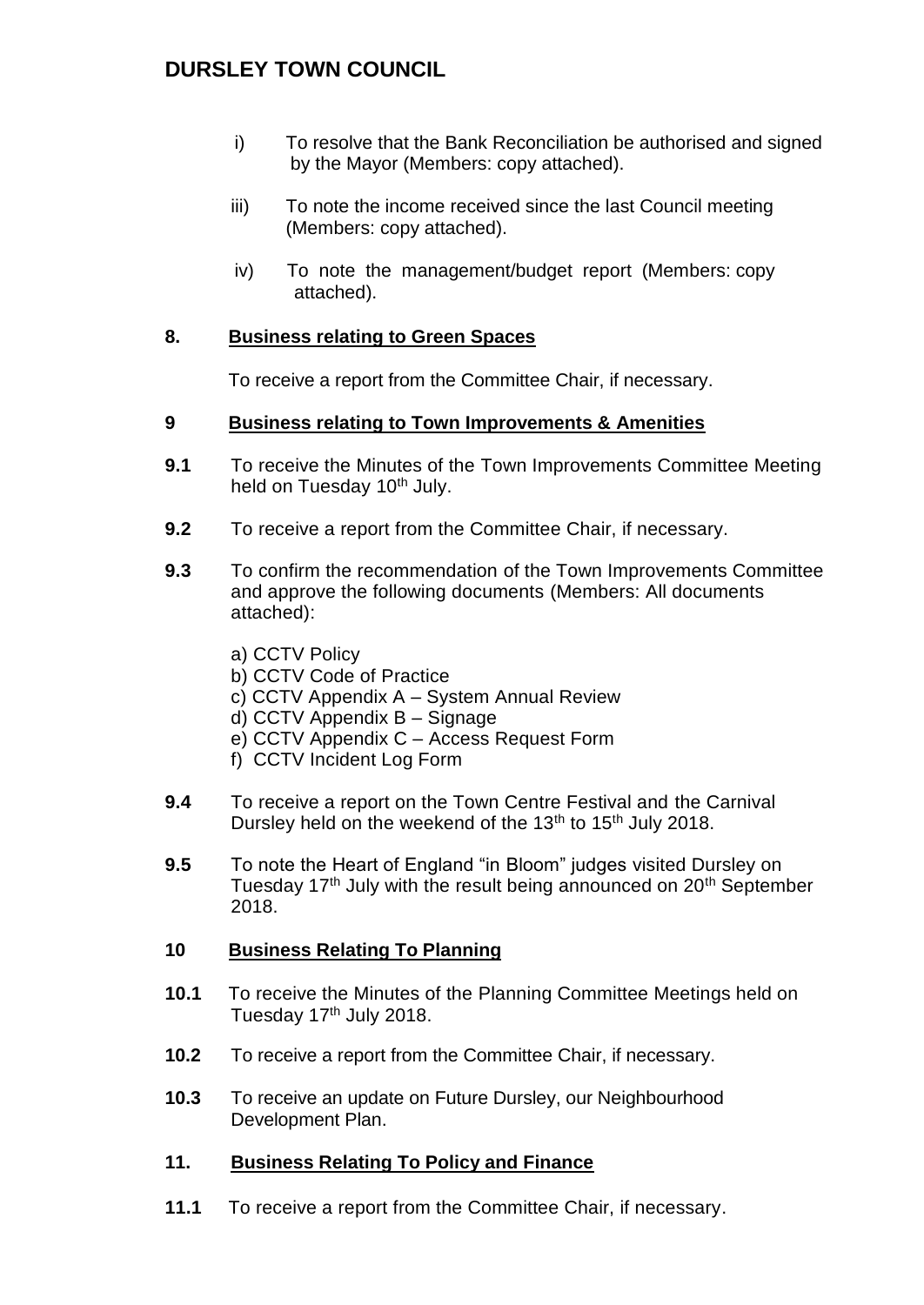# DURSLEY TOWN COUNCIL

i) To resolve that the Bank Reconciliation be authorised and signed by the Mayor (Members: copy attached).

iii) To note the income received since the last Council meeting (Members: copy attached).

iv) To note the management/budget report (Members: copy attached).

**8. Business relating to Green Spaces**

To receive a report from the Committee Chair, if necessary.

**9 Business relating to Town Improvements & Amenities**

**9.1** To receive the Minutes of the Town Improvements Committee Meeting held on Tuesday 10th July.

**9.2** To receive a report from the Committee Chair, if necessary.

**9.3** To confirm the recommendation of the Town Improvements Committee and approve the following documents (Members: All documents attached):

a) CCTV Policy
b) CCTV Code of Practice
c) CCTV Appendix A – System Annual Review
d) CCTV Appendix B – Signage
e) CCTV Appendix C – Access Request Form
f) CCTV Incident Log Form

**9.4** To receive a report on the Town Centre Festival and the Carnival Dursley held on the weekend of the 13th to 15th July 2018.

**9.5** To note the Heart of England "in Bloom" judges visited Dursley on Tuesday 17th July with the result being announced on 20th September 2018.

**10 Business Relating To Planning**

**10.1** To receive the Minutes of the Planning Committee Meetings held on Tuesday 17th July 2018.

**10.2** To receive a report from the Committee Chair, if necessary.

**10.3** To receive an update on Future Dursley, our Neighbourhood Development Plan.

**11. Business Relating To Policy and Finance**

**11.1** To receive a report from the Committee Chair, if necessary.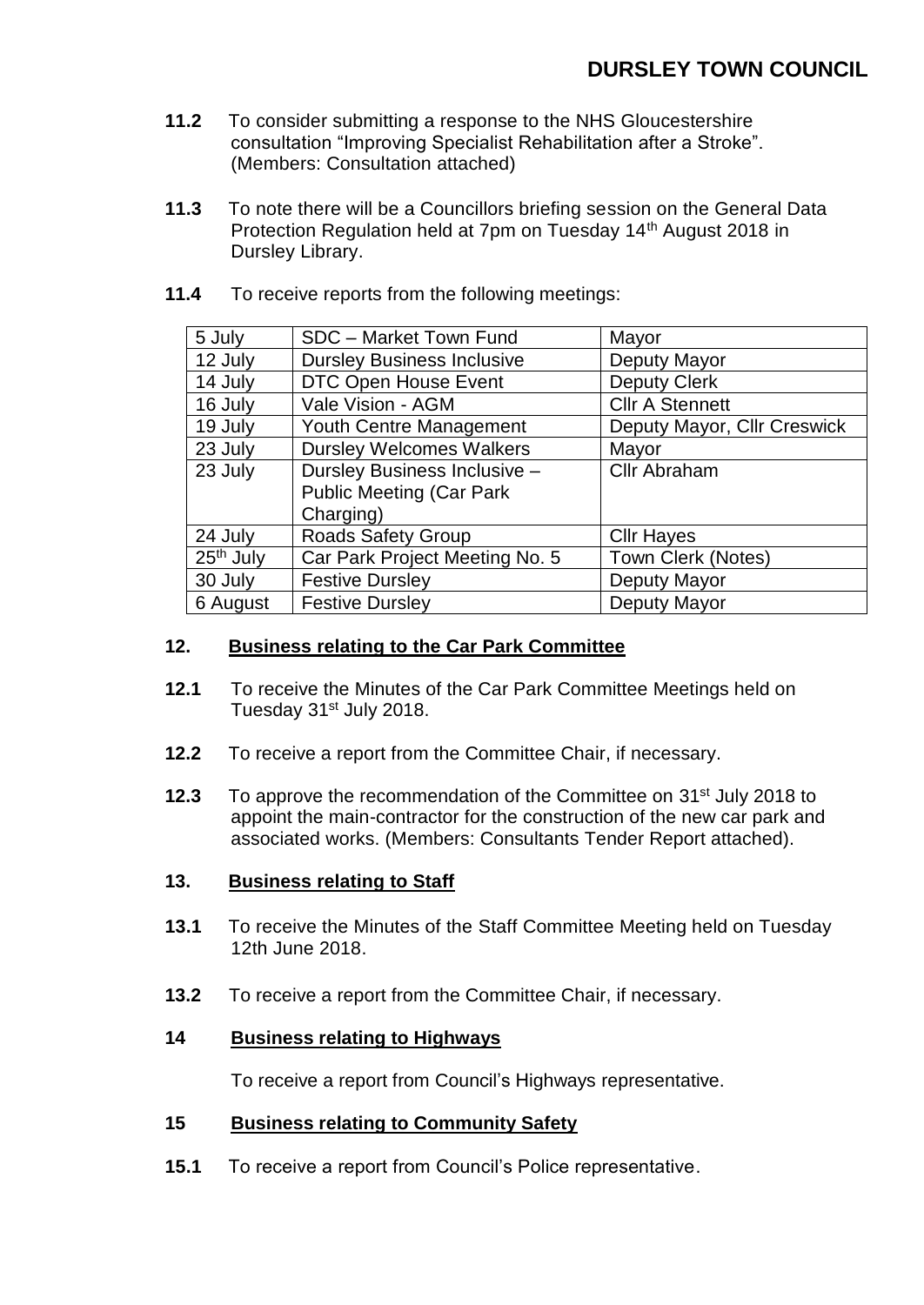**11.2** To consider submitting a response to the NHS Gloucestershire consultation "Improving Specialist Rehabilitation after a Stroke". (Members: Consultation attached)

**11.3** To note there will be a Councillors briefing session on the General Data Protection Regulation held at 7pm on Tuesday 14th August 2018 in Dursley Library.

**11.4** To receive reports from the following meetings:

| 5 July | SDC – Market Town Fund | Mayor |
|---|---|---|
| 12 July | Dursley Business Inclusive | Deputy Mayor |
| 14 July | DTC Open House Event | Deputy Clerk |
| 16 July | Vale Vision - AGM | Cllr A Stennett |
| 19 July | Youth Centre Management | Deputy Mayor, Cllr Creswick |
| 23 July | Dursley Welcomes Walkers | Mayor |
| 23 July | Dursley Business Inclusive – Public Meeting (Car Park Charging) | Cllr Abraham |
| 24 July | Roads Safety Group | Cllr Hayes |
| 25th July | Car Park Project Meeting No. 5 | Town Clerk (Notes) |
| 30 July | Festive Dursley | Deputy Mayor |
| 6 August | Festive Dursley | Deputy Mayor |

## 12. Business relating to the Car Park Committee

**12.1** To receive the Minutes of the Car Park Committee Meetings held on Tuesday 31st July 2018.

**12.2** To receive a report from the Committee Chair, if necessary.

**12.3** To approve the recommendation of the Committee on 31st July 2018 to appoint the main-contractor for the construction of the new car park and associated works. (Members: Consultants Tender Report attached).

## 13. Business relating to Staff

**13.1** To receive the Minutes of the Staff Committee Meeting held on Tuesday 12th June 2018.

**13.2** To receive a report from the Committee Chair, if necessary.

## 14 Business relating to Highways

To receive a report from Council's Highways representative.

## 15 Business relating to Community Safety

**15.1** To receive a report from Council's Police representative.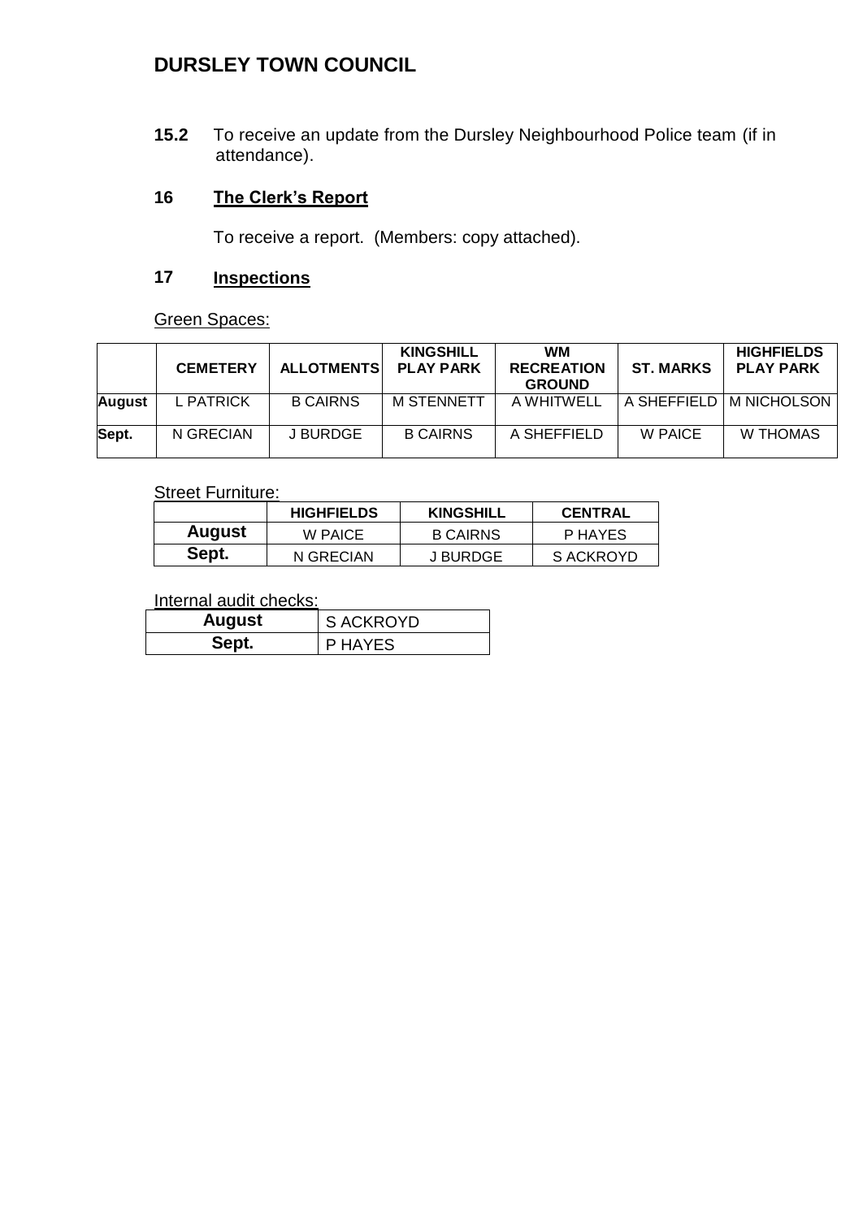# DURSLEY TOWN COUNCIL

**15.2** To receive an update from the Dursley Neighbourhood Police team (if in attendance).

## 16 The Clerk's Report

To receive a report. (Members: copy attached).

## 17 Inspections

Green Spaces:

| | CEMETERY | ALLOTMENTS | KINGSHILL PLAY PARK | WM RECREATION GROUND | ST. MARKS | HIGHFIELDS PLAY PARK |
|---|---|---|---|---|---|---|
| **August** | L PATRICK | B CAIRNS | M STENNETT | A WHITWELL | A SHEFFIELD | M NICHOLSON |
| **Sept.** | N GRECIAN | J BURDGE | B CAIRNS | A SHEFFIELD | W PAICE | W THOMAS |

Street Furniture:

| | HIGHFIELDS | KINGSHILL | CENTRAL |
|---|---|---|---|
| **August** | W PAICE | B CAIRNS | P HAYES |
| **Sept.** | N GRECIAN | J BURDGE | S ACKROYD |

Internal audit checks:

| | |
|---|---|
| **August** | S ACKROYD |
| **Sept.** | P HAYES |